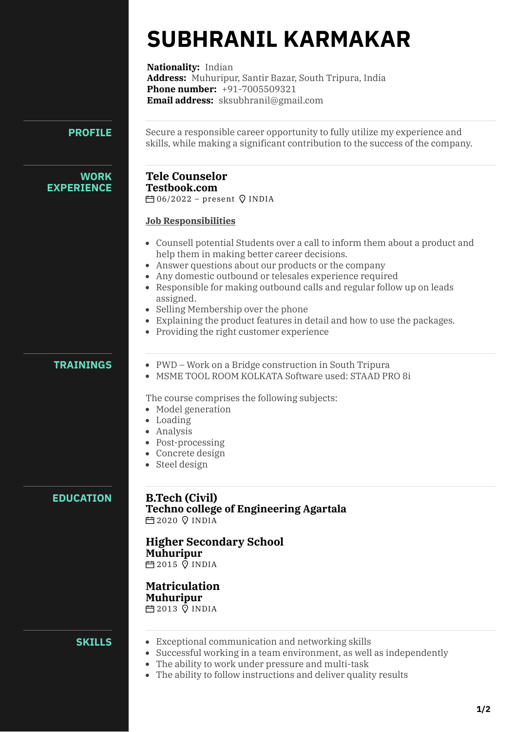# SUBHRANIL KARMAKAR

**Nationality:** Indian
**Address:** Muhuripur, Santir Bazar, South Tripura, India
**Phone number:** +91-7005509321
**Email address:** sksubhranil@gmail.com

## PROFILE

Secure a responsible career opportunity to fully utilize my experience and skills, while making a significant contribution to the success of the company.

## WORK EXPERIENCE

### Tele Counselor
**Testbook.com**
06/2022 – present | INDIA

**Job Responsibilities**

- Counsell potential Students over a call to inform them about a product and help them in making better career decisions.
- Answer questions about our products or the company
- Any domestic outbound or telesales experience required
- Responsible for making outbound calls and regular follow up on leads assigned.
- Selling Membership over the phone
- Explaining the product features in detail and how to use the packages.
- Providing the right customer experience

## TRAININGS

- PWD – Work on a Bridge construction in South Tripura
- MSME TOOL ROOM KOLKATA Software used: STAAD PRO 8i

The course comprises the following subjects:

- Model generation
- Loading
- Analysis
- Post-processing
- Concrete design
- Steel design

## EDUCATION

### B.Tech (Civil)
**Techno college of Engineering Agartala**
2020 | INDIA

### Higher Secondary School
**Muhuripur**
2015 | INDIA

### Matriculation
**Muhuripur**
2013 | INDIA

## SKILLS

- Exceptional communication and networking skills
- Successful working in a team environment, as well as independently
- The ability to work under pressure and multi-task
- The ability to follow instructions and deliver quality results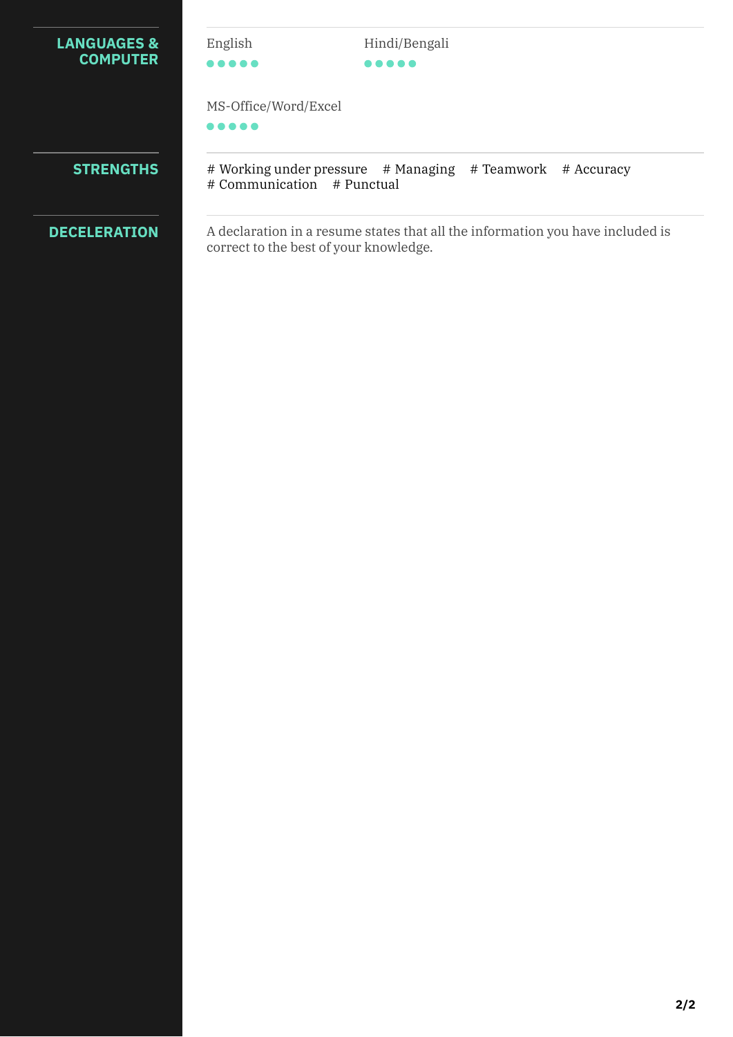## LANGUAGES & COMPUTER

English ●●●●●

Hindi/Bengali ●●●●●

MS-Office/Word/Excel ●●●●●

## STRENGTHS

# Working under pressure # Managing # Teamwork # Accuracy # Communication # Punctual

## DECELERATION

A declaration in a resume states that all the information you have included is correct to the best of your knowledge.